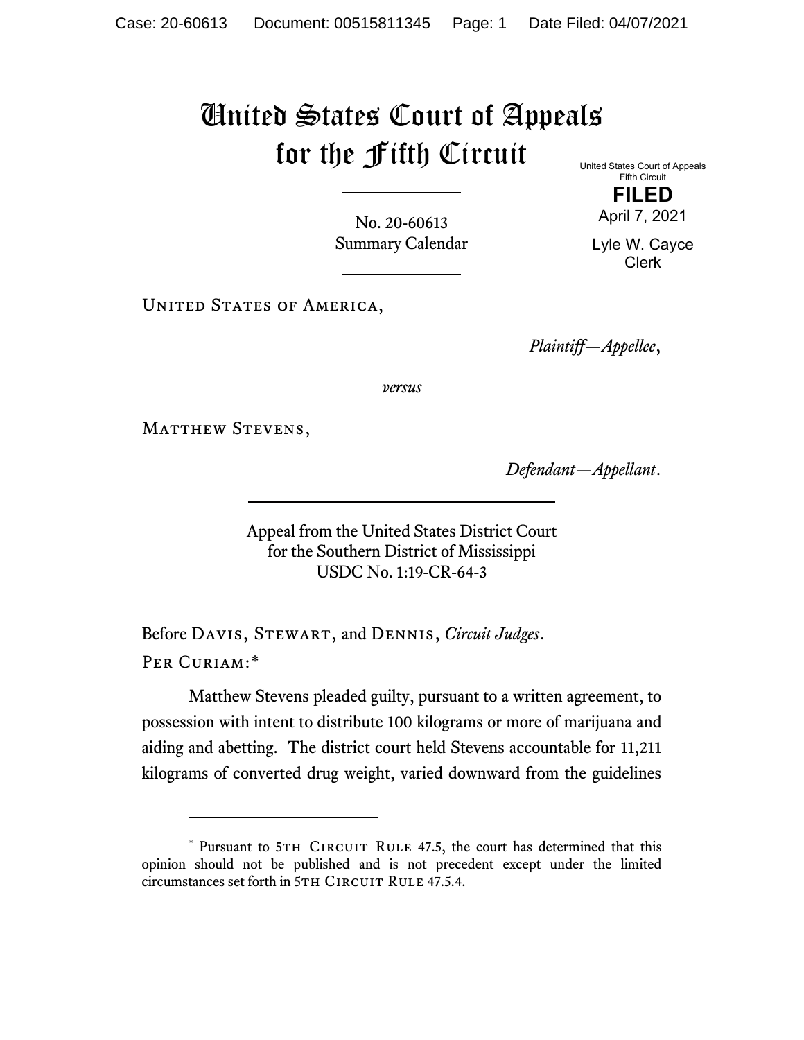# United States Court of Appeals for the Fifth Circuit

United States Court of Appeals
Fifth Circuit

**FILED**

April 7, 2021

Lyle W. Cayce
Clerk

No. 20-60613
Summary Calendar

United States of America,

*Plaintiff—Appellee*,

*versus*

Matthew Stevens,

*Defendant—Appellant*.

Appeal from the United States District Court
for the Southern District of Mississippi
USDC No. 1:19-CR-64-3

Before Davis, Stewart, and Dennis, *Circuit Judges*.

Per Curiam:*

Matthew Stevens pleaded guilty, pursuant to a written agreement, to possession with intent to distribute 100 kilograms or more of marijuana and aiding and abetting. The district court held Stevens accountable for 11,211 kilograms of converted drug weight, varied downward from the guidelines

* Pursuant to 5th Circuit Rule 47.5, the court has determined that this opinion should not be published and is not precedent except under the limited circumstances set forth in 5th Circuit Rule 47.5.4.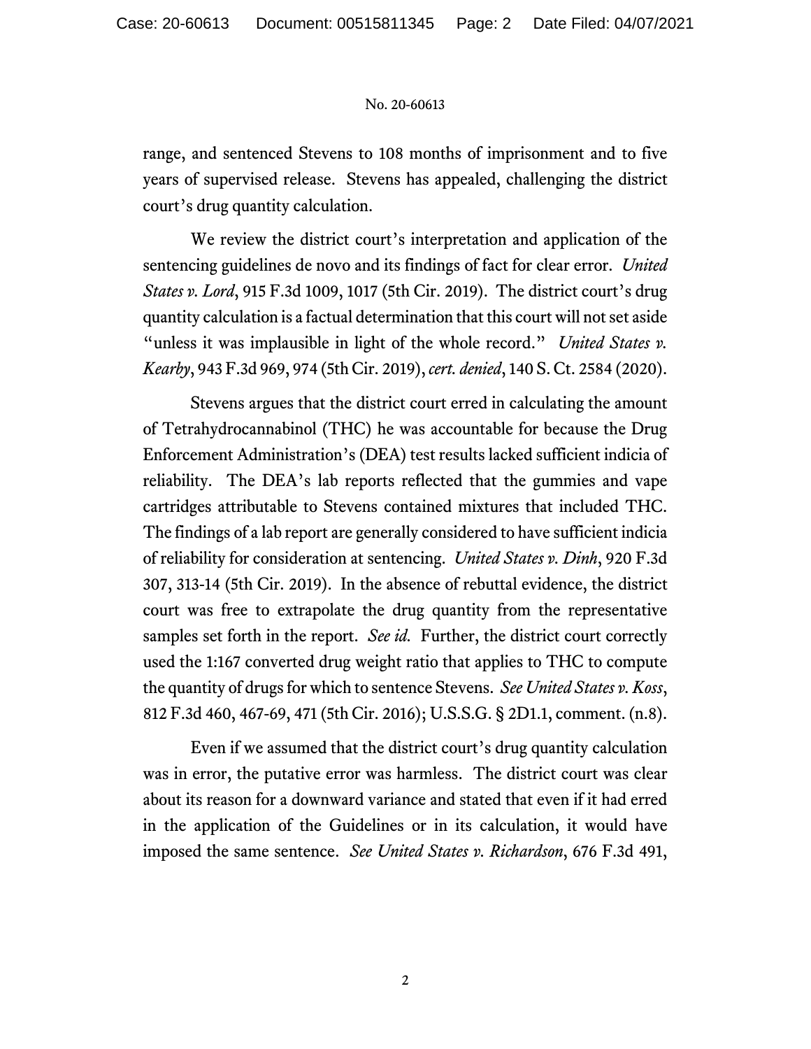range, and sentenced Stevens to 108 months of imprisonment and to five years of supervised release. Stevens has appealed, challenging the district court's drug quantity calculation.

We review the district court's interpretation and application of the sentencing guidelines de novo and its findings of fact for clear error. *United States v. Lord*, 915 F.3d 1009, 1017 (5th Cir. 2019). The district court's drug quantity calculation is a factual determination that this court will not set aside "unless it was implausible in light of the whole record." *United States v. Kearby*, 943 F.3d 969, 974 (5th Cir. 2019), *cert. denied*, 140 S. Ct. 2584 (2020).

Stevens argues that the district court erred in calculating the amount of Tetrahydrocannabinol (THC) he was accountable for because the Drug Enforcement Administration's (DEA) test results lacked sufficient indicia of reliability. The DEA's lab reports reflected that the gummies and vape cartridges attributable to Stevens contained mixtures that included THC. The findings of a lab report are generally considered to have sufficient indicia of reliability for consideration at sentencing. *United States v. Dinh*, 920 F.3d 307, 313-14 (5th Cir. 2019). In the absence of rebuttal evidence, the district court was free to extrapolate the drug quantity from the representative samples set forth in the report. *See id.* Further, the district court correctly used the 1:167 converted drug weight ratio that applies to THC to compute the quantity of drugs for which to sentence Stevens. *See United States v. Koss*, 812 F.3d 460, 467-69, 471 (5th Cir. 2016); U.S.S.G. § 2D1.1, comment. (n.8).

Even if we assumed that the district court's drug quantity calculation was in error, the putative error was harmless. The district court was clear about its reason for a downward variance and stated that even if it had erred in the application of the Guidelines or in its calculation, it would have imposed the same sentence. *See United States v. Richardson*, 676 F.3d 491,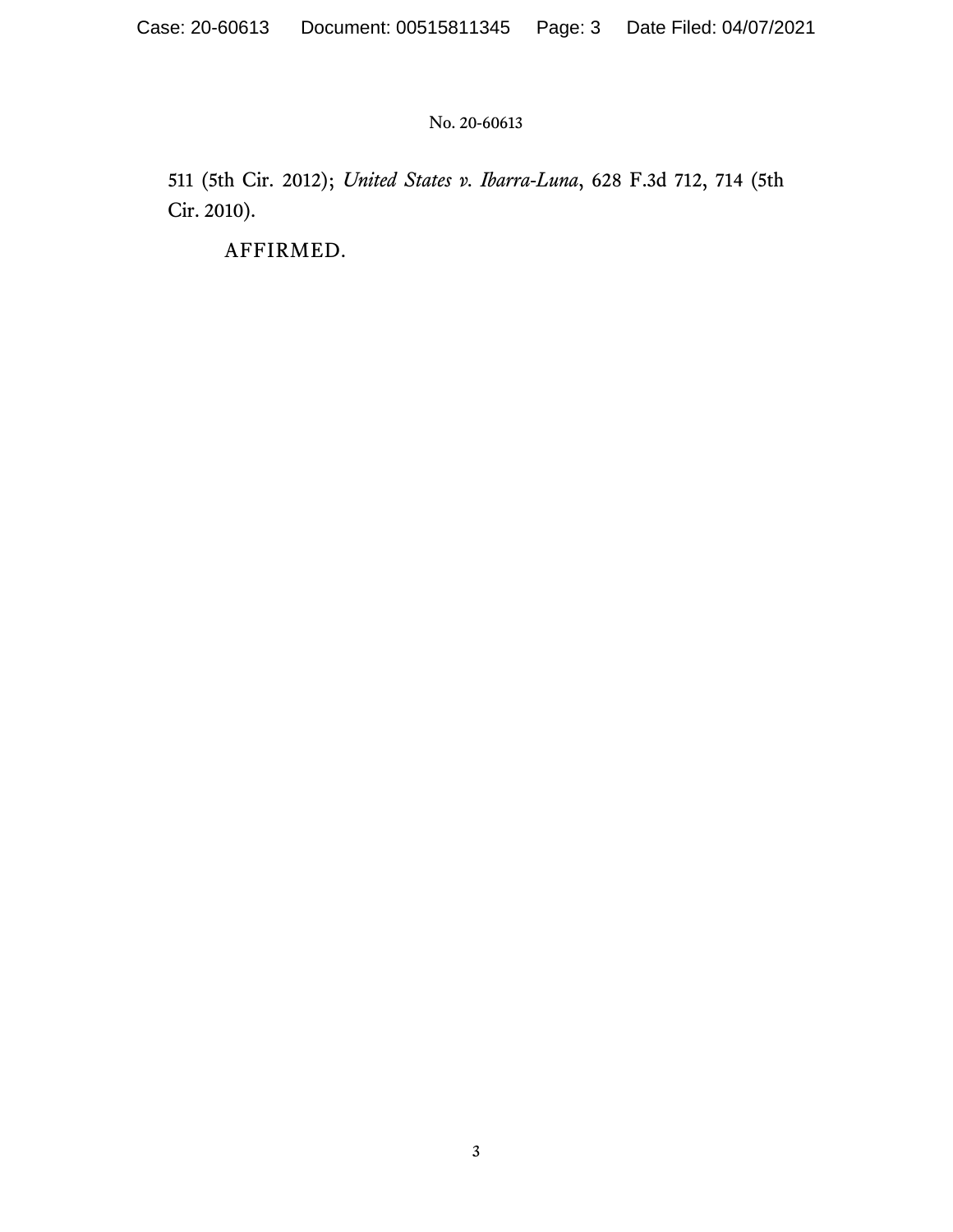511 (5th Cir. 2012); *United States v. Ibarra-Luna*, 628 F.3d 712, 714 (5th Cir. 2010).

AFFIRMED.